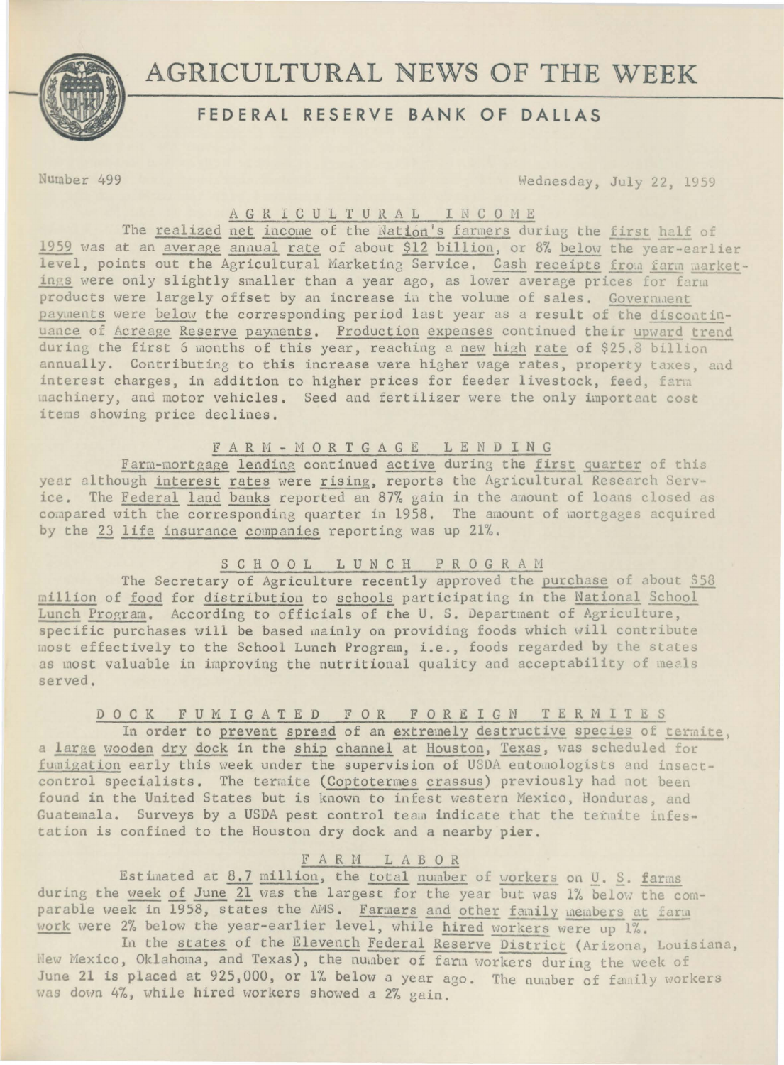# AGRICULTURAL NEWS OF THE WEEK

## FEDERAL RESERVE BANK OF DALLAS

Number 499 — Wednesday, July 22, 1959

### AGRICULTURAL INCOME

The realized net income of the Nation's farmers during the first half of 1959 was at an average annual rate of about $12 billion, or 8% below the year-earlier level, points out the Agricultural Marketing Service. Cash receipts from farm marketings were only slightly smaller than a year ago, as lower average prices for farm products were largely offset by an increase in the volume of sales. Government payments were below the corresponding period last year as a result of the discontinuance of Acreage Reserve payments. Production expenses continued their upward trend during the first 6 months of this year, reaching a new high rate of $25.8 billion annually. Contributing to this increase were higher wage rates, property taxes, and interest charges, in addition to higher prices for feeder livestock, feed, farm machinery, and motor vehicles. Seed and fertilizer were the only important cost items showing price declines.

### FARM-MORTGAGE LENDING

Farm-mortgage lending continued active during the first quarter of this year although interest rates were rising, reports the Agricultural Research Service. The Federal land banks reported an 87% gain in the amount of loans closed as compared with the corresponding quarter in 1958. The amount of mortgages acquired by the 23 life insurance companies reporting was up 21%.

### SCHOOL LUNCH PROGRAM

The Secretary of Agriculture recently approved the purchase of about $58 million of food for distribution to schools participating in the National School Lunch Program. According to officials of the U. S. Department of Agriculture, specific purchases will be based mainly on providing foods which will contribute most effectively to the School Lunch Program, i.e., foods regarded by the states as most valuable in improving the nutritional quality and acceptability of meals served.

### DOCK FUMIGATED FOR FOREIGN TERMITES

In order to prevent spread of an extremely destructive species of termite, a large wooden dry dock in the ship channel at Houston, Texas, was scheduled for fumigation early this week under the supervision of USDA entomologists and insect-control specialists. The termite (Coptotermes crassus) previously had not been found in the United States but is known to infest western Mexico, Honduras, and Guatemala. Surveys by a USDA pest control team indicate that the termite infestation is confined to the Houston dry dock and a nearby pier.

### FARM LABOR

Estimated at 8.7 million, the total number of workers on U. S. farms during the week of June 21 was the largest for the year but was 1% below the comparable week in 1958, states the AMS. Farmers and other family members at farm work were 2% below the year-earlier level, while hired workers were up 1%.

In the states of the Eleventh Federal Reserve District (Arizona, Louisiana, New Mexico, Oklahoma, and Texas), the number of farm workers during the week of June 21 is placed at 925,000, or 1% below a year ago. The number of family workers was down 4%, while hired workers showed a 2% gain.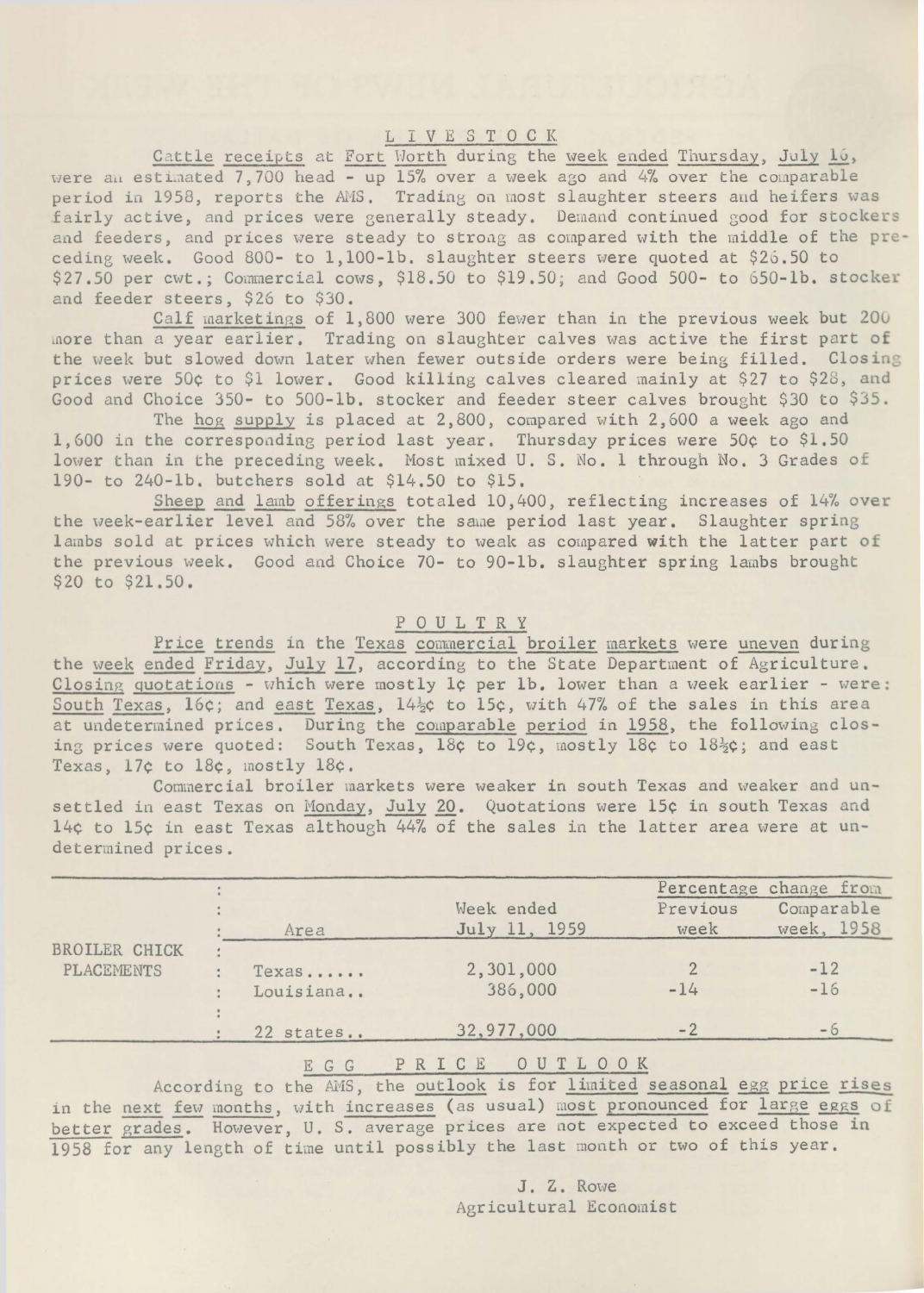## LIVESTOCK

Cattle receipts at Fort Worth during the week ended Thursday, July 16, were an estimated 7,700 head - up 15% over a week ago and 4% over the comparable period in 1958, reports the AMS. Trading on most slaughter steers and heifers was fairly active, and prices were generally steady. Demand continued good for stockers and feeders, and prices were steady to strong as compared with the middle of the preceding week. Good 800- to 1,100-lb. slaughter steers were quoted at $26.50 to $27.50 per cwt.; Commercial cows, $18.50 to $19.50; and Good 500- to 650-lb. stocker and feeder steers, $26 to $30.

Calf marketings of 1,800 were 300 fewer than in the previous week but 200 more than a year earlier. Trading on slaughter calves was active the first part of the week but slowed down later when fewer outside orders were being filled. Closing prices were 50¢ to $1 lower. Good killing calves cleared mainly at $27 to $28, and Good and Choice 350- to 500-lb. stocker and feeder steer calves brought $30 to $35.

The hog supply is placed at 2,800, compared with 2,600 a week ago and 1,600 in the corresponding period last year. Thursday prices were 50¢ to $1.50 lower than in the preceding week. Most mixed U. S. No. 1 through No. 3 Grades of 190- to 240-lb. butchers sold at $14.50 to $15.

Sheep and lamb offerings totaled 10,400, reflecting increases of 14% over the week-earlier level and 58% over the same period last year. Slaughter spring lambs sold at prices which were steady to weak as compared with the latter part of the previous week. Good and Choice 70- to 90-lb. slaughter spring lambs brought $20 to $21.50.

## POULTRY

Price trends in the Texas commercial broiler markets were uneven during the week ended Friday, July 17, according to the State Department of Agriculture. Closing quotations - which were mostly 1¢ per lb. lower than a week earlier - were: South Texas, 16¢; and east Texas, 14½¢ to 15¢, with 47% of the sales in this area at undetermined prices. During the comparable period in 1958, the following closing prices were quoted: South Texas, 18¢ to 19¢, mostly 18¢ to 18½¢; and east Texas, 17¢ to 18¢, mostly 18¢.

Commercial broiler markets were weaker in south Texas and weaker and unsettled in east Texas on Monday, July 20. Quotations were 15¢ in south Texas and 14¢ to 15¢ in east Texas although 44% of the sales in the latter area were at undetermined prices.

| | Area | Week ended July 11, 1959 | Percentage change from Previous week | Comparable week, 1958 |
|---|---|---|---|---|
| BROILER CHICK PLACEMENTS | Texas...... | 2,301,000 | 2 | -12 |
| | Louisiana.. | 386,000 | -14 | -16 |
| | 22 states.. | 32,977,000 | -2 | -6 |

## EGG PRICE OUTLOOK

According to the AMS, the outlook is for limited seasonal egg price rises in the next few months, with increases (as usual) most pronounced for large eggs of better grades. However, U. S. average prices are not expected to exceed those in 1958 for any length of time until possibly the last month or two of this year.

J. Z. Rowe
Agricultural Economist